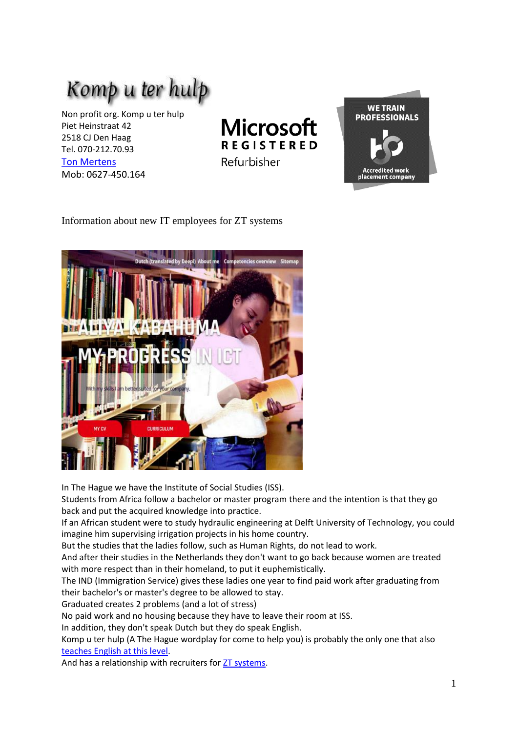# Komp u ter hulp

Non profit org. Komp u ter hulp
Piet Heinstraat 42
2518 CJ Den Haag
Tel. 070-212.70.93
Ton Mertens
Mob: 0627-450.164

Microsoft REGISTERED Refurbisher

WE TRAIN PROFESSIONALS
Accredited work placement company

Information about new IT employees for ZT systems

In The Hague we have the Institute of Social Studies (ISS).
Students from Africa follow a bachelor or master program there and the intention is that they go back and put the acquired knowledge into practice.
If an African student were to study hydraulic engineering at Delft University of Technology, you could imagine him supervising irrigation projects in his home country.
But the studies that the ladies follow, such as Human Rights, do not lead to work.
And after their studies in the Netherlands they don't want to go back because women are treated with more respect than in their homeland, to put it euphemistically.
The IND (Immigration Service) gives these ladies one year to find paid work after graduating from their bachelor's or master's degree to be allowed to stay.
Graduated creates 2 problems (and a lot of stress)
No paid work and no housing because they have to leave their room at ISS.
In addition, they don't speak Dutch but they do speak English.
Komp u ter hulp (A The Hague wordplay for come to help you) is probably the only one that also teaches English at this level.
And has a relationship with recruiters for ZT systems.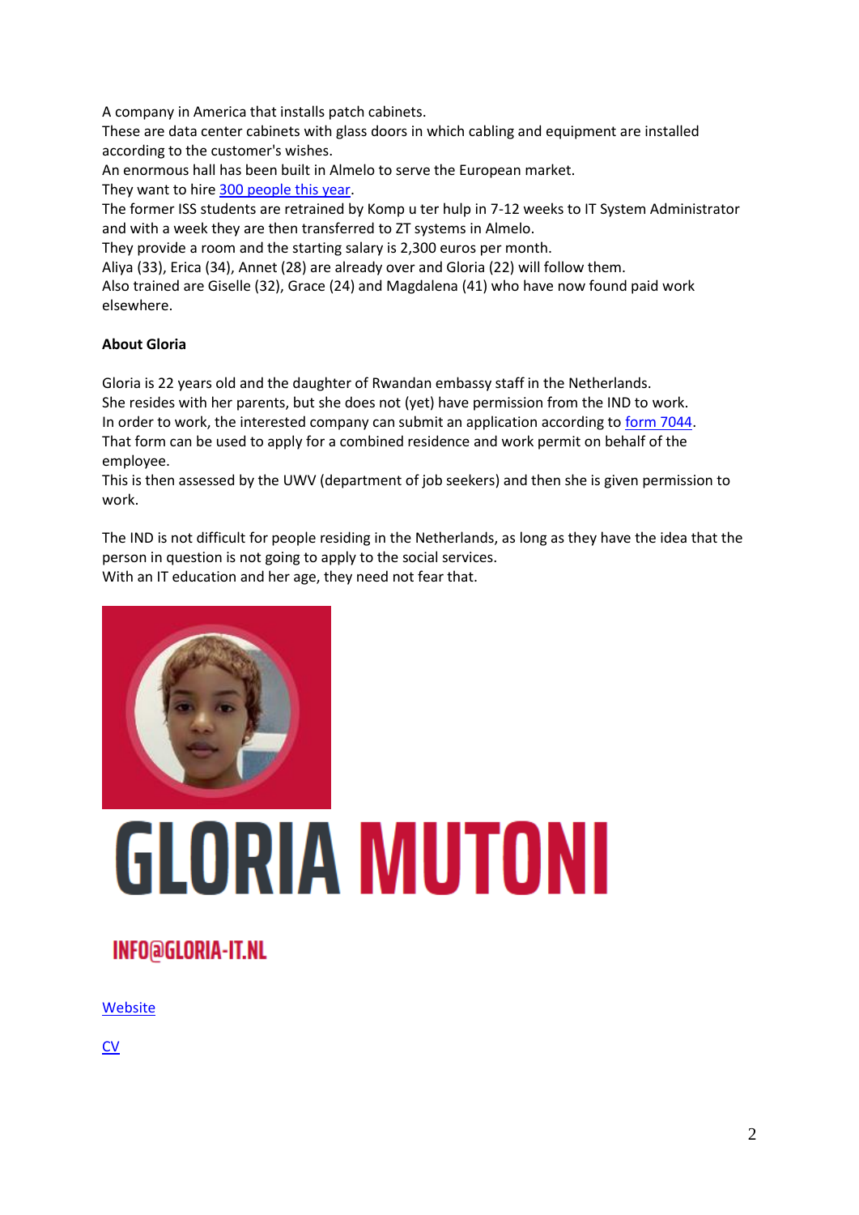A company in America that installs patch cabinets.
These are data center cabinets with glass doors in which cabling and equipment are installed according to the customer's wishes.
An enormous hall has been built in Almelo to serve the European market.
They want to hire [300 people this year](#).
The former ISS students are retrained by Komp u ter hulp in 7-12 weeks to IT System Administrator and with a week they are then transferred to ZT systems in Almelo.
They provide a room and the starting salary is 2,300 euros per month.
Aliya (33), Erica (34), Annet (28) are already over and Gloria (22) will follow them.
Also trained are Giselle (32), Grace (24) and Magdalena (41) who have now found paid work elsewhere.

**About Gloria**

Gloria is 22 years old and the daughter of Rwandan embassy staff in the Netherlands.
She resides with her parents, but she does not (yet) have permission from the IND to work.
In order to work, the interested company can submit an application according to [form 7044](#).
That form can be used to apply for a combined residence and work permit on behalf of the employee.
This is then assessed by the UWV (department of job seekers) and then she is given permission to work.

The IND is not difficult for people residing in the Netherlands, as long as they have the idea that the person in question is not going to apply to the social services.
With an IT education and her age, they need not fear that.

# GLORIA MUTONI

INFO@GLORIA-IT.NL

[Website](#)

[CV](#)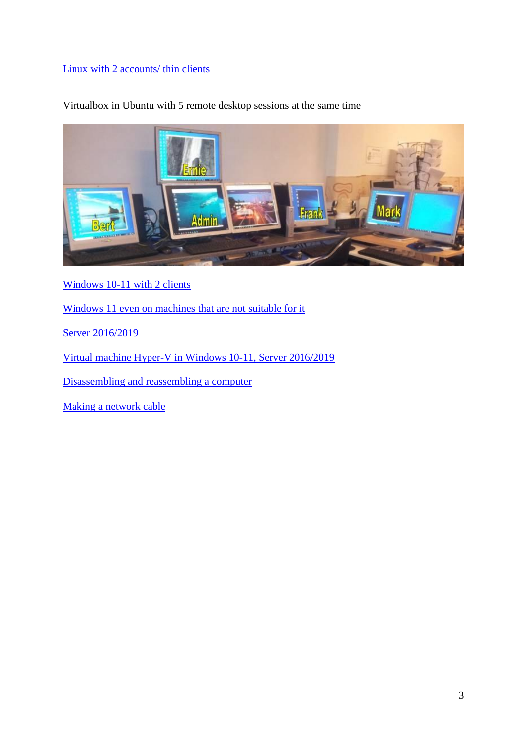Linux with 2 accounts/ thin clients

Virtualbox in Ubuntu with 5 remote desktop sessions at the same time

Windows 10-11 with 2 clients

Windows 11 even on machines that are not suitable for it

Server 2016/2019

Virtual machine Hyper-V in Windows 10-11, Server 2016/2019

Disassembling and reassembling a computer

Making a network cable